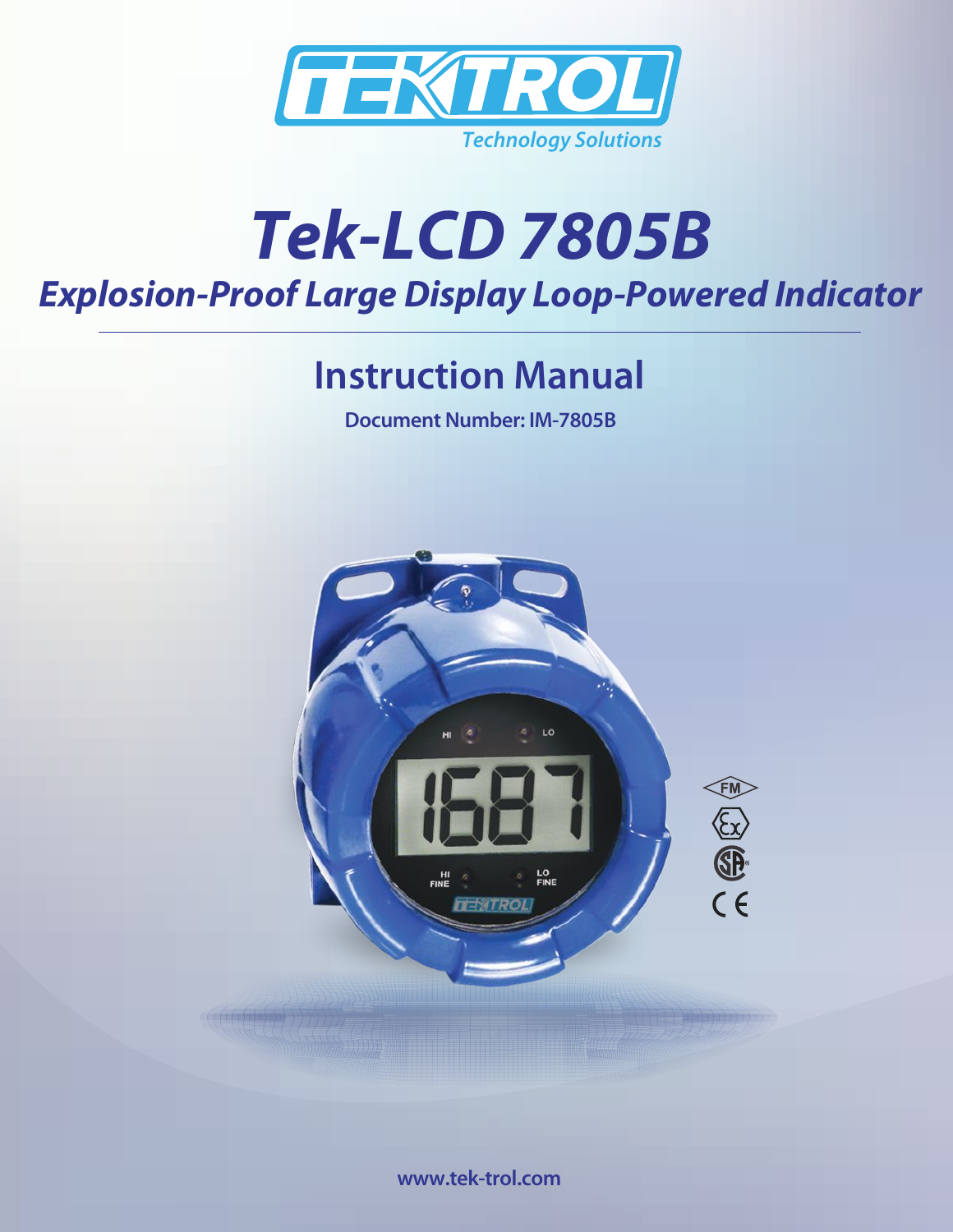# Tek-LCD 7805B

## *Explosion-Proof Large Display Loop-Powered Indicator*

## Instruction Manual

**Document Number: IM-7805B**

**www.tek-trol.com**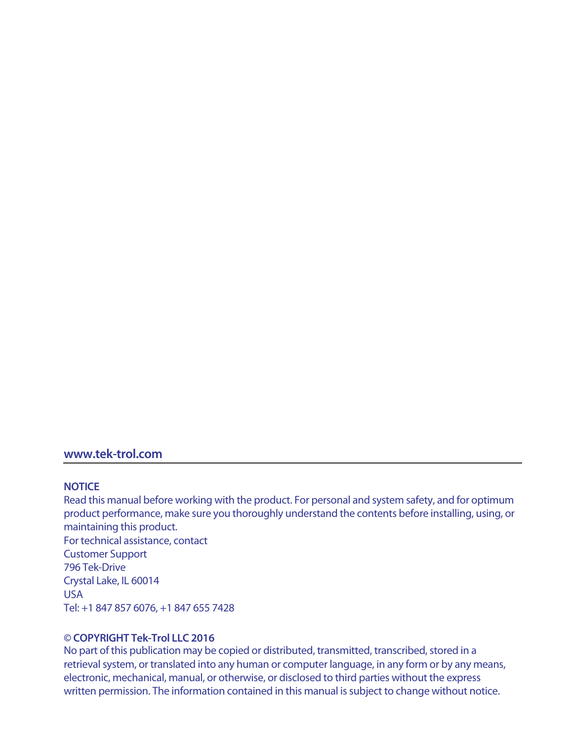**www.tek-trol.com**

---

**NOTICE**

Read this manual before working with the product. For personal and system safety, and for optimum product performance, make sure you thoroughly understand the contents before installing, using, or maintaining this product.

For technical assistance, contact
Customer Support
796 Tek-Drive
Crystal Lake, IL 60014
USA
Tel: +1 847 857 6076, +1 847 655 7428

© **COPYRIGHT Tek-Trol LLC 2016**

No part of this publication may be copied or distributed, transmitted, transcribed, stored in a retrieval system, or translated into any human or computer language, in any form or by any means, electronic, mechanical, manual, or otherwise, or disclosed to third parties without the express written permission. The information contained in this manual is subject to change without notice.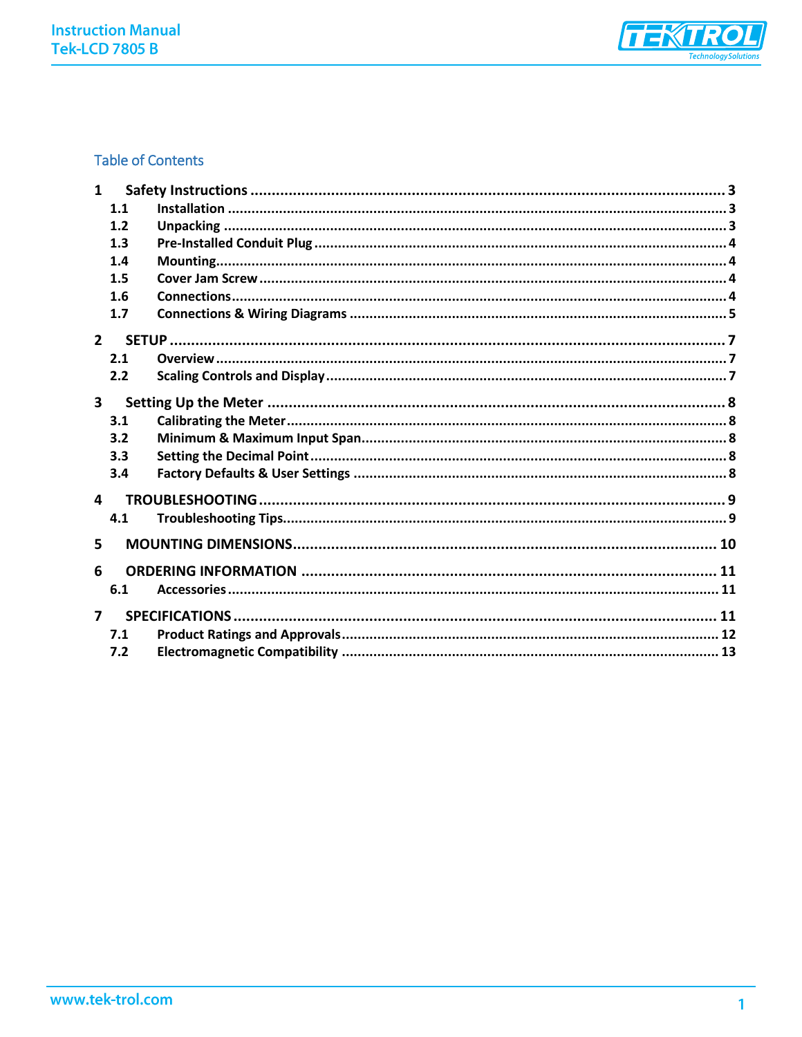## Table of Contents

1 Safety Instructions ..... 3
- 1.1 Installation ..... 3
- 1.2 Unpacking ..... 3
- 1.3 Pre-Installed Conduit Plug ..... 4
- 1.4 Mounting ..... 4
- 1.5 Cover Jam Screw ..... 4
- 1.6 Connections ..... 4
- 1.7 Connections & Wiring Diagrams ..... 5

2 SETUP ..... 7
- 2.1 Overview ..... 7
- 2.2 Scaling Controls and Display ..... 7

3 Setting Up the Meter ..... 8
- 3.1 Calibrating the Meter ..... 8
- 3.2 Minimum & Maximum Input Span ..... 8
- 3.3 Setting the Decimal Point ..... 8
- 3.4 Factory Defaults & User Settings ..... 8

4 TROUBLESHOOTING ..... 9
- 4.1 Troubleshooting Tips ..... 9

5 MOUNTING DIMENSIONS ..... 10

6 ORDERING INFORMATION ..... 11
- 6.1 Accessories ..... 11

7 SPECIFICATIONS ..... 11
- 7.1 Product Ratings and Approvals ..... 12
- 7.2 Electromagnetic Compatibility ..... 13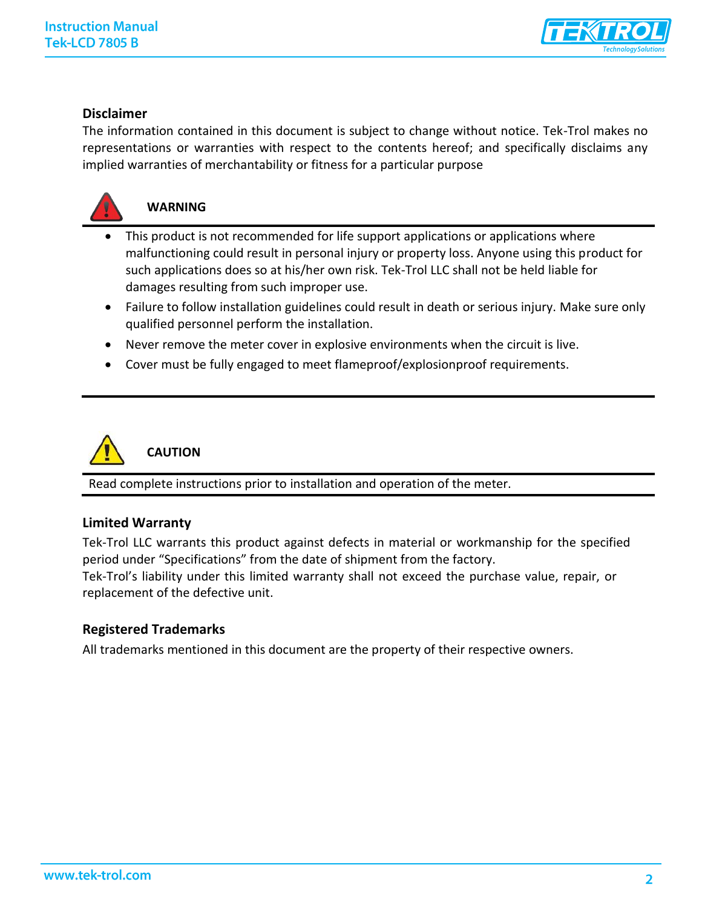### Disclaimer

The information contained in this document is subject to change without notice. Tek-Trol makes no representations or warranties with respect to the contents hereof; and specifically disclaims any implied warranties of merchantability or fitness for a particular purpose

### WARNING

- This product is not recommended for life support applications or applications where malfunctioning could result in personal injury or property loss. Anyone using this product for such applications does so at his/her own risk. Tek-Trol LLC shall not be held liable for damages resulting from such improper use.
- Failure to follow installation guidelines could result in death or serious injury. Make sure only qualified personnel perform the installation.
- Never remove the meter cover in explosive environments when the circuit is live.
- Cover must be fully engaged to meet flameproof/explosionproof requirements.

### CAUTION

Read complete instructions prior to installation and operation of the meter.

### Limited Warranty

Tek-Trol LLC warrants this product against defects in material or workmanship for the specified period under "Specifications" from the date of shipment from the factory.
Tek-Trol's liability under this limited warranty shall not exceed the purchase value, repair, or replacement of the defective unit.

### Registered Trademarks

All trademarks mentioned in this document are the property of their respective owners.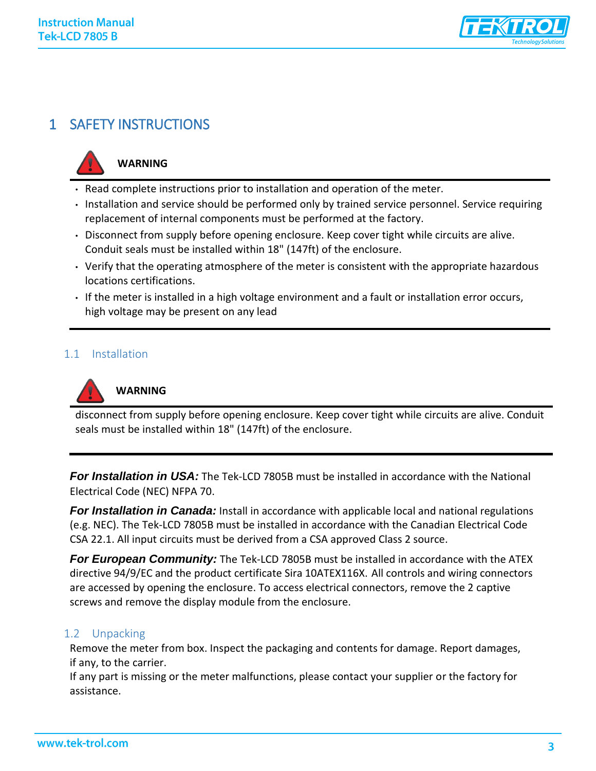# 1 SAFETY INSTRUCTIONS

**WARNING**

- Read complete instructions prior to installation and operation of the meter.
- Installation and service should be performed only by trained service personnel. Service requiring replacement of internal components must be performed at the factory.
- Disconnect from supply before opening enclosure. Keep cover tight while circuits are alive. Conduit seals must be installed within 18" (147ft) of the enclosure.
- Verify that the operating atmosphere of the meter is consistent with the appropriate hazardous locations certifications.
- If the meter is installed in a high voltage environment and a fault or installation error occurs, high voltage may be present on any lead

## 1.1 Installation

**WARNING**

disconnect from supply before opening enclosure. Keep cover tight while circuits are alive. Conduit seals must be installed within 18" (147ft) of the enclosure.

***For Installation in USA:*** The Tek-LCD 7805B must be installed in accordance with the National Electrical Code (NEC) NFPA 70.

***For Installation in Canada:*** Install in accordance with applicable local and national regulations (e.g. NEC). The Tek-LCD 7805B must be installed in accordance with the Canadian Electrical Code CSA 22.1. All input circuits must be derived from a CSA approved Class 2 source.

***For European Community:*** The Tek-LCD 7805B must be installed in accordance with the ATEX directive 94/9/EC and the product certificate Sira 10ATEX116X. All controls and wiring connectors are accessed by opening the enclosure. To access electrical connectors, remove the 2 captive screws and remove the display module from the enclosure.

## 1.2 Unpacking

Remove the meter from box. Inspect the packaging and contents for damage. Report damages, if any, to the carrier.
If any part is missing or the meter malfunctions, please contact your supplier or the factory for assistance.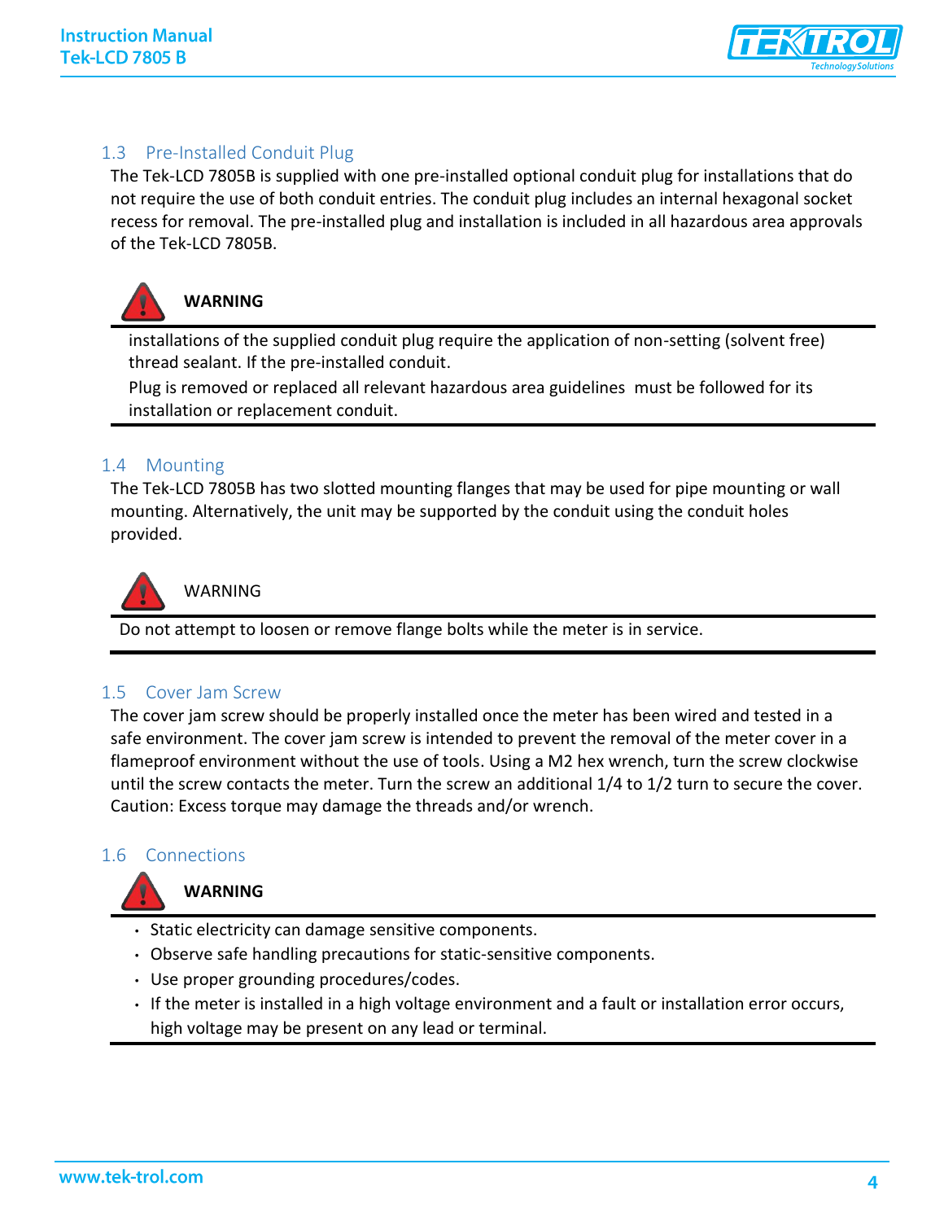## 1.3 Pre-Installed Conduit Plug

The Tek-LCD 7805B is supplied with one pre-installed optional conduit plug for installations that do not require the use of both conduit entries. The conduit plug includes an internal hexagonal socket recess for removal. The pre-installed plug and installation is included in all hazardous area approvals of the Tek-LCD 7805B.

**WARNING**

installations of the supplied conduit plug require the application of non-setting (solvent free) thread sealant. If the pre-installed conduit.

Plug is removed or replaced all relevant hazardous area guidelines must be followed for its installation or replacement conduit.

## 1.4 Mounting

The Tek-LCD 7805B has two slotted mounting flanges that may be used for pipe mounting or wall mounting. Alternatively, the unit may be supported by the conduit using the conduit holes provided.

WARNING

Do not attempt to loosen or remove flange bolts while the meter is in service.

## 1.5 Cover Jam Screw

The cover jam screw should be properly installed once the meter has been wired and tested in a safe environment. The cover jam screw is intended to prevent the removal of the meter cover in a flameproof environment without the use of tools. Using a M2 hex wrench, turn the screw clockwise until the screw contacts the meter. Turn the screw an additional 1/4 to 1/2 turn to secure the cover. Caution: Excess torque may damage the threads and/or wrench.

## 1.6 Connections

**WARNING**

- Static electricity can damage sensitive components.
- Observe safe handling precautions for static-sensitive components.
- Use proper grounding procedures/codes.
- If the meter is installed in a high voltage environment and a fault or installation error occurs, high voltage may be present on any lead or terminal.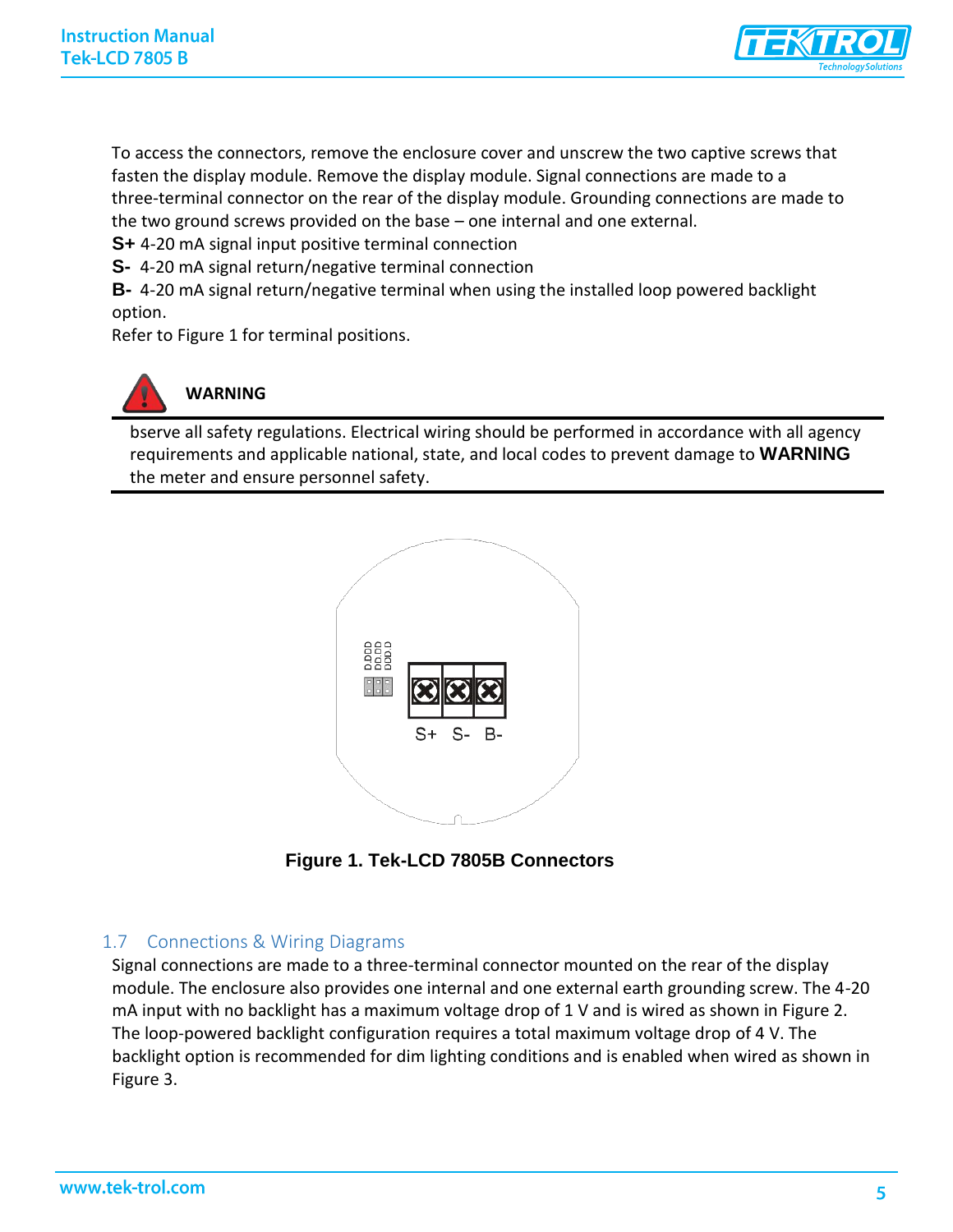To access the connectors, remove the enclosure cover and unscrew the two captive screws that fasten the display module. Remove the display module. Signal connections are made to a three-terminal connector on the rear of the display module. Grounding connections are made to the two ground screws provided on the base – one internal and one external.

**S+** 4-20 mA signal input positive terminal connection

**S-** 4-20 mA signal return/negative terminal connection

**B-** 4-20 mA signal return/negative terminal when using the installed loop powered backlight option.

Refer to Figure 1 for terminal positions.

**WARNING**

bserve all safety regulations. Electrical wiring should be performed in accordance with all agency requirements and applicable national, state, and local codes to prevent damage to **WARNING** the meter and ensure personnel safety.

S+ S- B-

**Figure 1. Tek-LCD 7805B Connectors**

## 1.7 Connections & Wiring Diagrams

Signal connections are made to a three-terminal connector mounted on the rear of the display module. The enclosure also provides one internal and one external earth grounding screw. The 4-20 mA input with no backlight has a maximum voltage drop of 1 V and is wired as shown in Figure 2. The loop-powered backlight configuration requires a total maximum voltage drop of 4 V. The backlight option is recommended for dim lighting conditions and is enabled when wired as shown in Figure 3.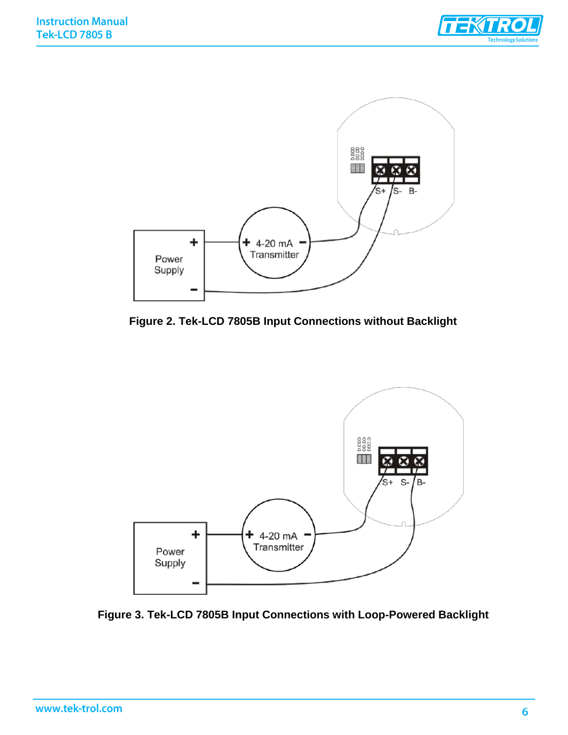Figure 2. Tek-LCD 7805B Input Connections without Backlight

Figure 3. Tek-LCD 7805B Input Connections with Loop-Powered Backlight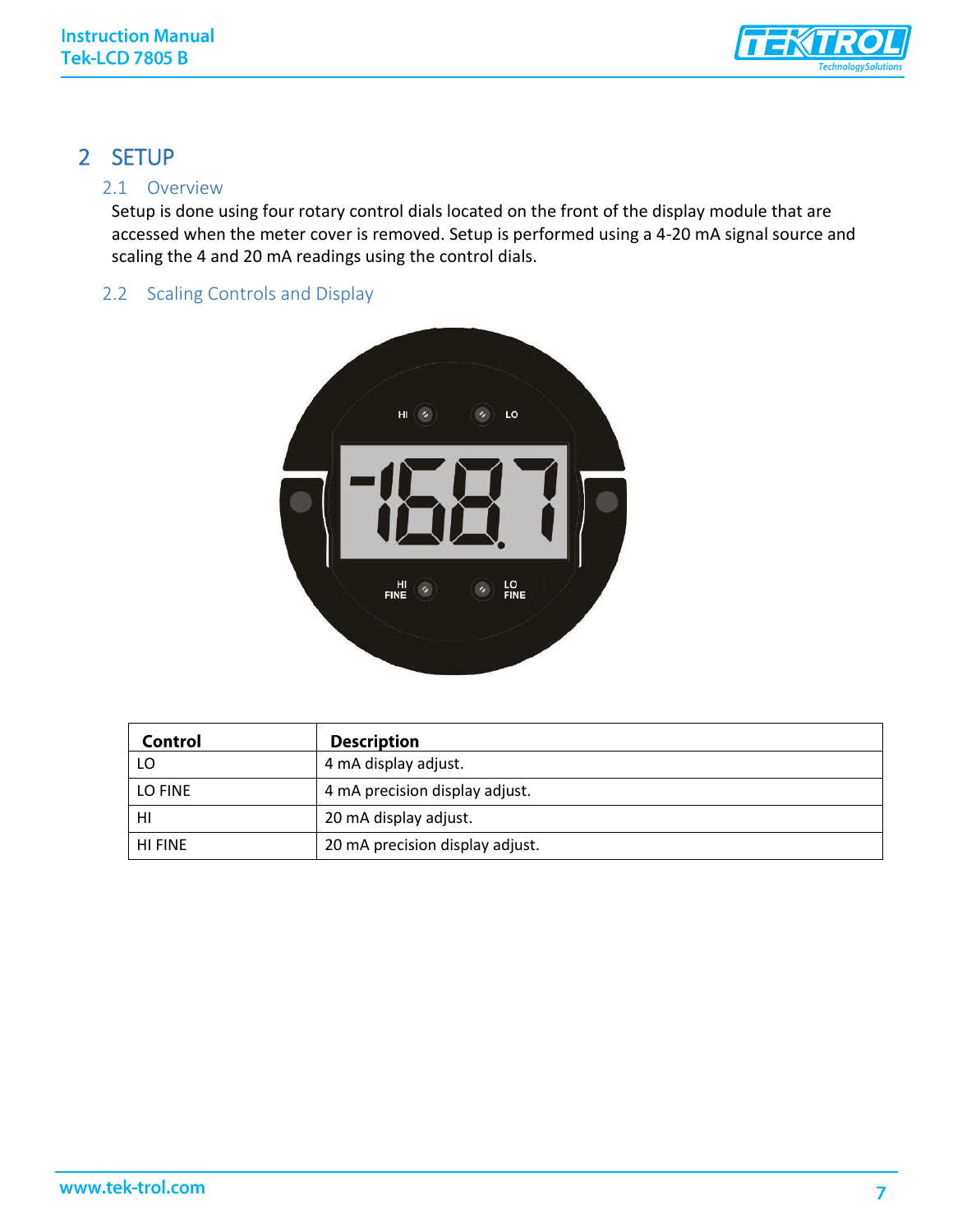# 2 SETUP

## 2.1 Overview

Setup is done using four rotary control dials located on the front of the display module that are accessed when the meter cover is removed. Setup is performed using a 4-20 mA signal source and scaling the 4 and 20 mA readings using the control dials.

## 2.2 Scaling Controls and Display

| Control | Description |
|---|---|
| LO | 4 mA display adjust. |
| LO FINE | 4 mA precision display adjust. |
| HI | 20 mA display adjust. |
| HI FINE | 20 mA precision display adjust. |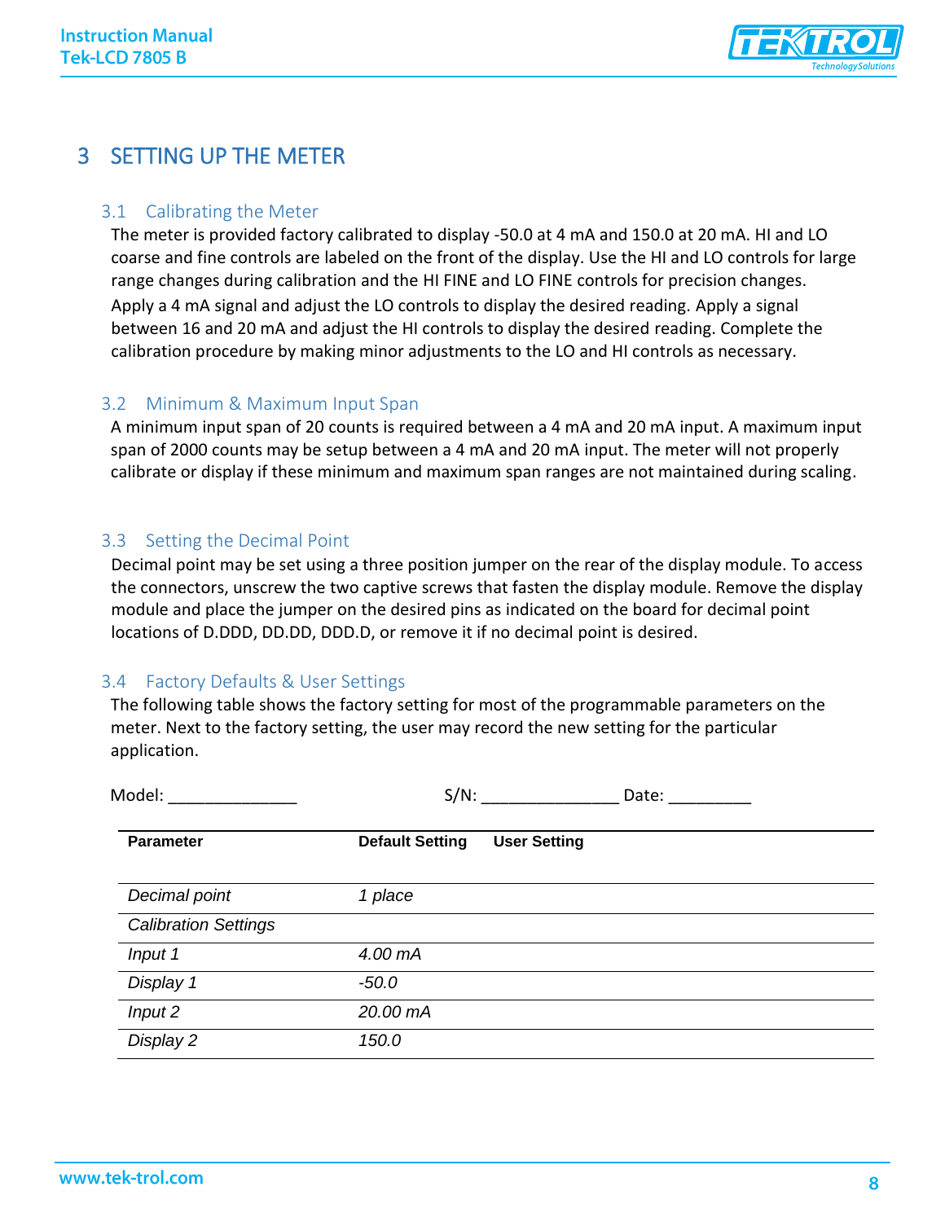# 3 SETTING UP THE METER

## 3.1 Calibrating the Meter

The meter is provided factory calibrated to display -50.0 at 4 mA and 150.0 at 20 mA. HI and LO coarse and fine controls are labeled on the front of the display. Use the HI and LO controls for large range changes during calibration and the HI FINE and LO FINE controls for precision changes. Apply a 4 mA signal and adjust the LO controls to display the desired reading. Apply a signal between 16 and 20 mA and adjust the HI controls to display the desired reading. Complete the calibration procedure by making minor adjustments to the LO and HI controls as necessary.

## 3.2 Minimum & Maximum Input Span

A minimum input span of 20 counts is required between a 4 mA and 20 mA input. A maximum input span of 2000 counts may be setup between a 4 mA and 20 mA input. The meter will not properly calibrate or display if these minimum and maximum span ranges are not maintained during scaling.

## 3.3 Setting the Decimal Point

Decimal point may be set using a three position jumper on the rear of the display module. To access the connectors, unscrew the two captive screws that fasten the display module. Remove the display module and place the jumper on the desired pins as indicated on the board for decimal point locations of D.DDD, DD.DD, DDD.D, or remove it if no decimal point is desired.

## 3.4 Factory Defaults & User Settings

The following table shows the factory setting for most of the programmable parameters on the meter. Next to the factory setting, the user may record the new setting for the particular application.

Model: ______________ S/N: _______________ Date: _________

| Parameter | Default Setting | User Setting |
|---|---|---|
| *Decimal point* | *1 place* | |
| *Calibration Settings* | | |
| *Input 1* | *4.00 mA* | |
| *Display 1* | *-50.0* | |
| *Input 2* | *20.00 mA* | |
| *Display 2* | *150.0* | |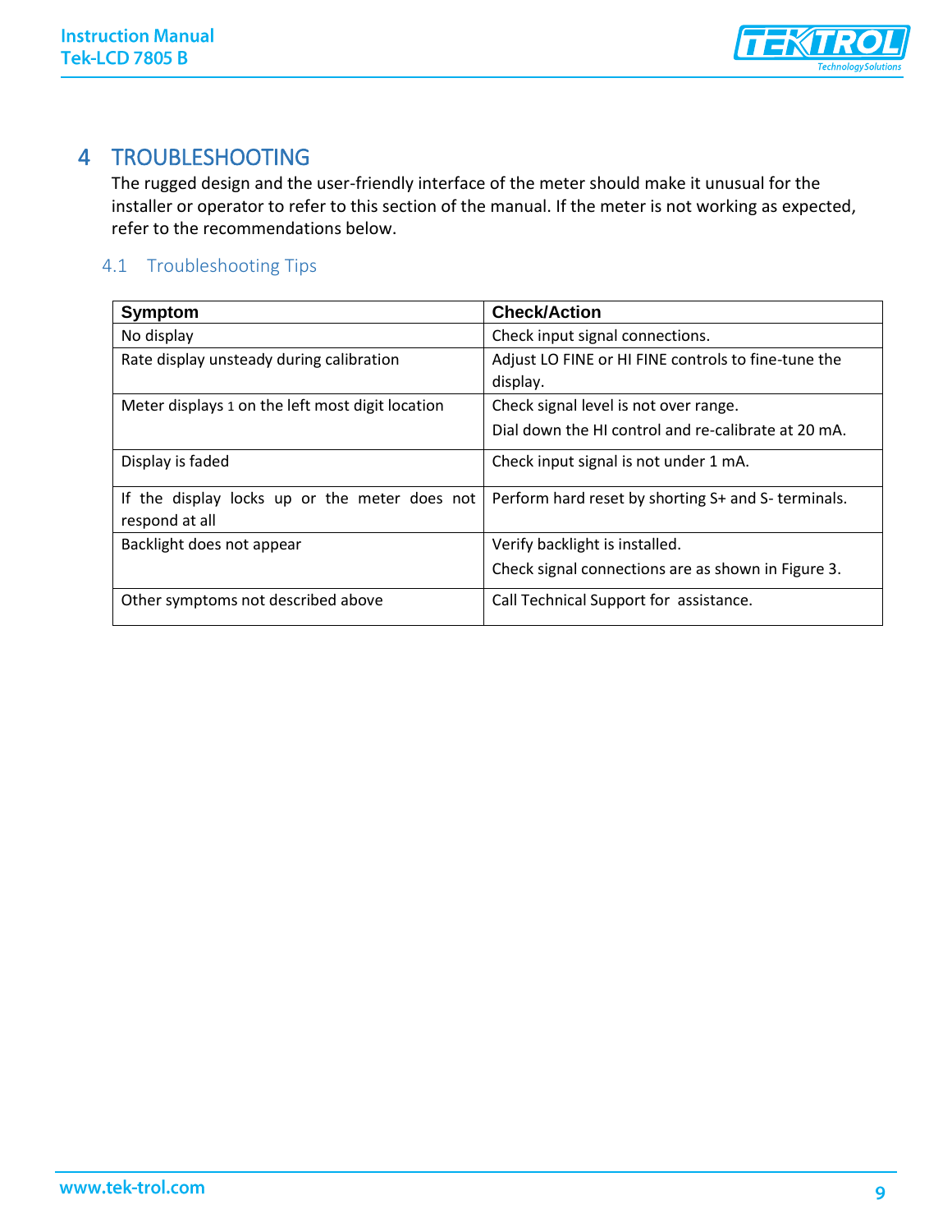# 4 TROUBLESHOOTING

The rugged design and the user-friendly interface of the meter should make it unusual for the installer or operator to refer to this section of the manual. If the meter is not working as expected, refer to the recommendations below.

## 4.1 Troubleshooting Tips

| Symptom | Check/Action |
|---|---|
| No display | Check input signal connections. |
| Rate display unsteady during calibration | Adjust LO FINE or HI FINE controls to fine-tune the display. |
| Meter displays 1 on the left most digit location | Check signal level is not over range.<br>Dial down the HI control and re-calibrate at 20 mA. |
| Display is faded | Check input signal is not under 1 mA. |
| If the display locks up or the meter does not respond at all | Perform hard reset by shorting S+ and S- terminals. |
| Backlight does not appear | Verify backlight is installed.<br>Check signal connections are as shown in Figure 3. |
| Other symptoms not described above | Call Technical Support for assistance. |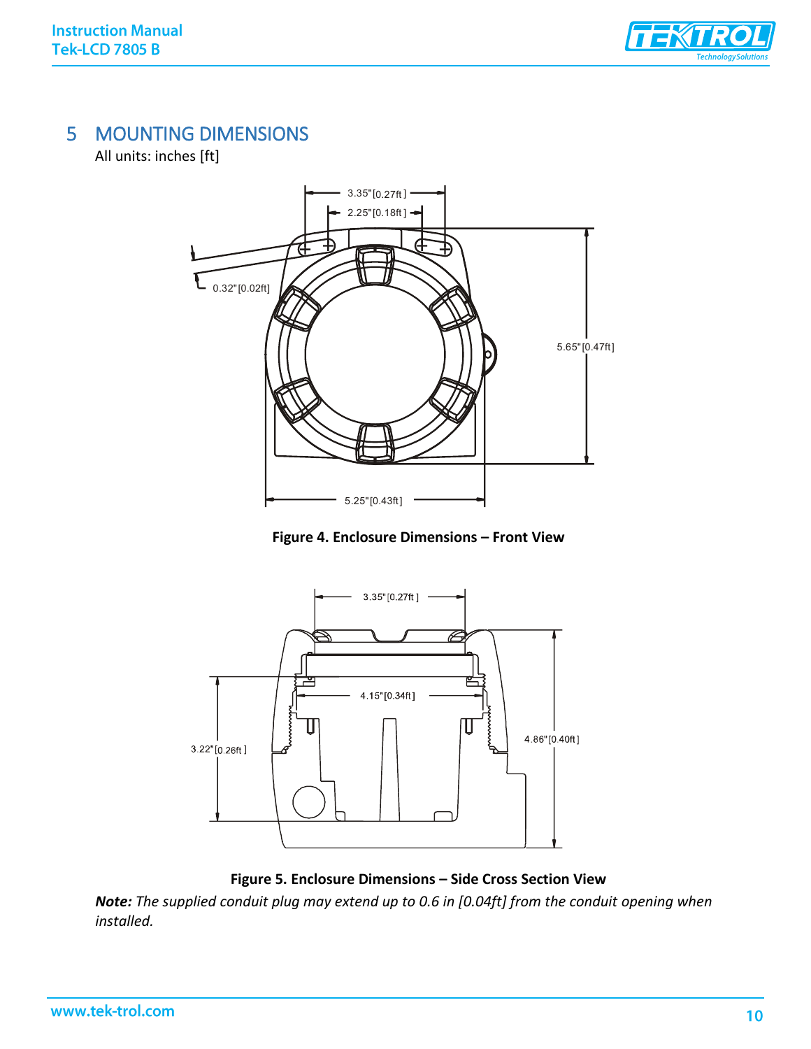# 5 MOUNTING DIMENSIONS

All units: inches [ft]

Figure 4. Enclosure Dimensions – Front View

Figure 5. Enclosure Dimensions – Side Cross Section View

***Note:*** *The supplied conduit plug may extend up to 0.6 in [0.04ft] from the conduit opening when installed.*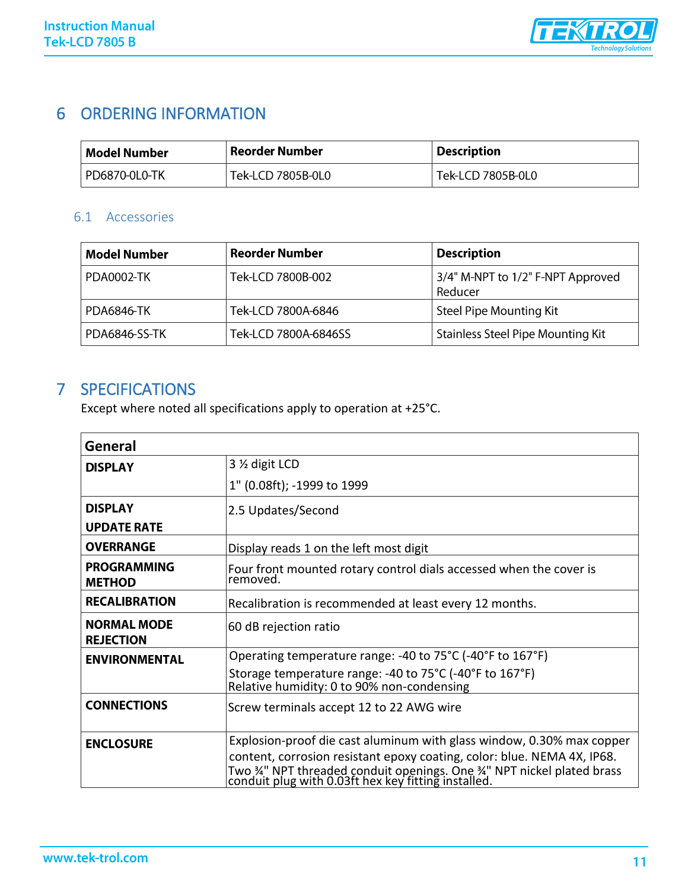# 6 ORDERING INFORMATION

| Model Number | Reorder Number | Description |
|---|---|---|
| PD6870-0L0-TK | Tek-LCD 7805B-0L0 | Tek-LCD 7805B-0L0 |

## 6.1 Accessories

| Model Number | Reorder Number | Description |
|---|---|---|
| PDA0002-TK | Tek-LCD 7800B-002 | 3/4" M-NPT to 1/2" F-NPT Approved Reducer |
| PDA6846-TK | Tek-LCD 7800A-6846 | Steel Pipe Mounting Kit |
| PDA6846-SS-TK | Tek-LCD 7800A-6846SS | Stainless Steel Pipe Mounting Kit |

# 7 SPECIFICATIONS

Except where noted all specifications apply to operation at +25°C.

| General | |
|---|---|
| **DISPLAY** | 3 ½ digit LCD<br>1" (0.08ft); -1999 to 1999 |
| **DISPLAY UPDATE RATE** | 2.5 Updates/Second |
| **OVERRANGE** | Display reads 1 on the left most digit |
| **PROGRAMMING METHOD** | Four front mounted rotary control dials accessed when the cover is removed. |
| **RECALIBRATION** | Recalibration is recommended at least every 12 months. |
| **NORMAL MODE REJECTION** | 60 dB rejection ratio |
| **ENVIRONMENTAL** | Operating temperature range: -40 to 75°C (-40°F to 167°F)<br>Storage temperature range: -40 to 75°C (-40°F to 167°F)<br>Relative humidity: 0 to 90% non-condensing |
| **CONNECTIONS** | Screw terminals accept 12 to 22 AWG wire |
| **ENCLOSURE** | Explosion-proof die cast aluminum with glass window, 0.30% max copper content, corrosion resistant epoxy coating, color: blue. NEMA 4X, IP68. Two ¾" NPT threaded conduit openings. One ¾" NPT nickel plated brass conduit plug with 0.03ft hex key fitting installed. |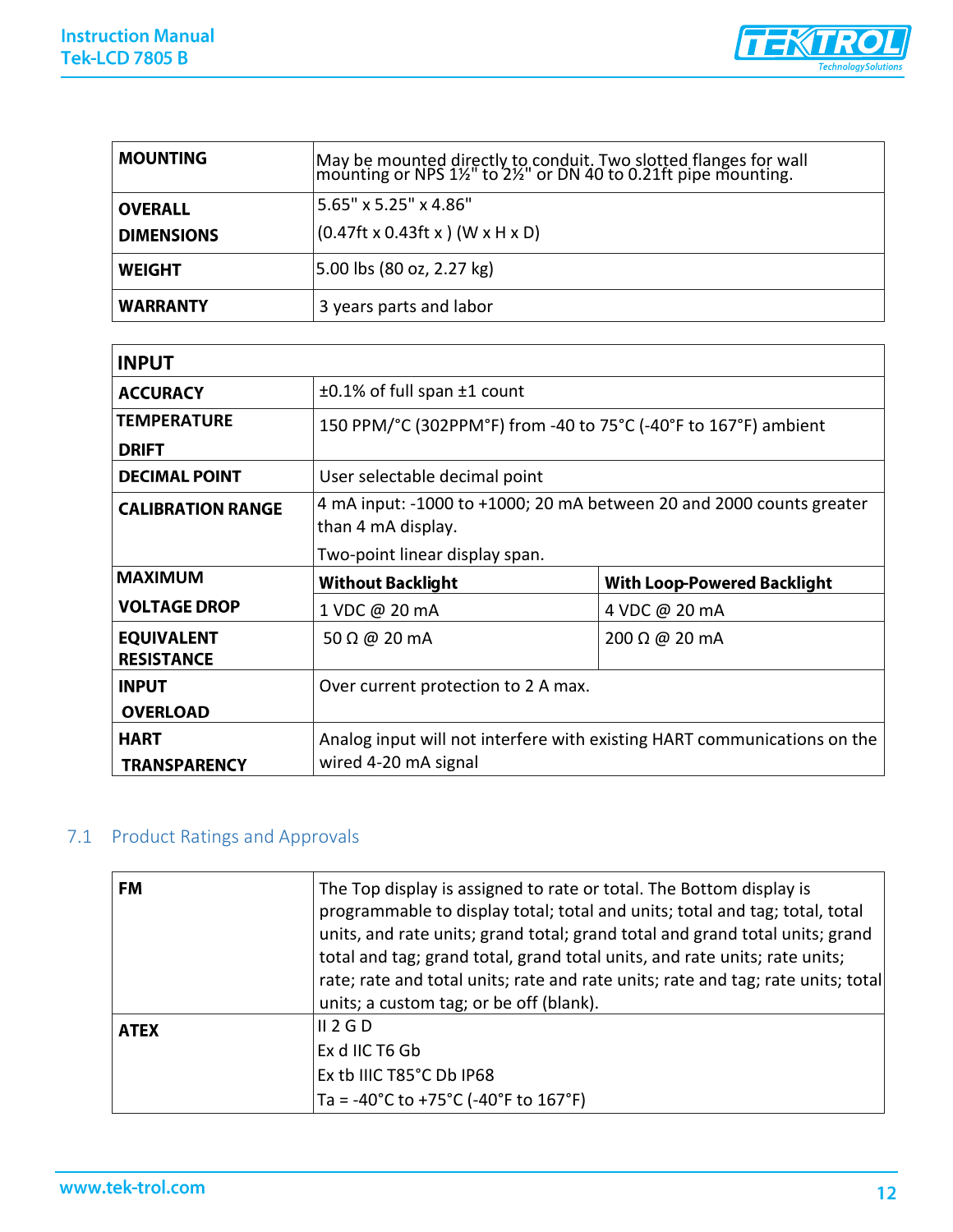| **MOUNTING** | May be mounted directly to conduit. Two slotted flanges for wall mounting or NPS 1½" to 2½" or DN 40 to 0.21ft pipe mounting. |
|---|---|
| **OVERALL DIMENSIONS** | 5.65" x 5.25" x 4.86" (0.47ft x 0.43ft x ) (W x H x D) |
| **WEIGHT** | 5.00 lbs (80 oz, 2.27 kg) |
| **WARRANTY** | 3 years parts and labor |

| **INPUT** | | |
|---|---|---|
| **ACCURACY** | ±0.1% of full span ±1 count | |
| **TEMPERATURE DRIFT** | 150 PPM/°C (302PPM°F) from -40 to 75°C (-40°F to 167°F) ambient | |
| **DECIMAL POINT** | User selectable decimal point | |
| **CALIBRATION RANGE** | 4 mA input: -1000 to +1000; 20 mA between 20 and 2000 counts greater than 4 mA display. Two-point linear display span. | |
| **MAXIMUM VOLTAGE DROP** | **Without Backlight** | **With Loop-Powered Backlight** |
| | 1 VDC @ 20 mA | 4 VDC @ 20 mA |
| **EQUIVALENT RESISTANCE** | 50 Ω @ 20 mA | 200 Ω @ 20 mA |
| **INPUT OVERLOAD** | Over current protection to 2 A max. | |
| **HART TRANSPARENCY** | Analog input will not interfere with existing HART communications on the wired 4-20 mA signal | |

## 7.1 Product Ratings and Approvals

| **FM** | The Top display is assigned to rate or total. The Bottom display is programmable to display total; total and units; total and tag; total, total units, and rate units; grand total; grand total and grand total units; grand total and tag; grand total, grand total units, and rate units; rate units; rate; rate and total units; rate and rate units; rate and tag; rate units; total units; a custom tag; or be off (blank). |
|---|---|
| **ATEX** | II 2 G D<br>Ex d IIC T6 Gb<br>Ex tb IIIC T85°C Db IP68<br>Ta = -40°C to +75°C (-40°F to 167°F) |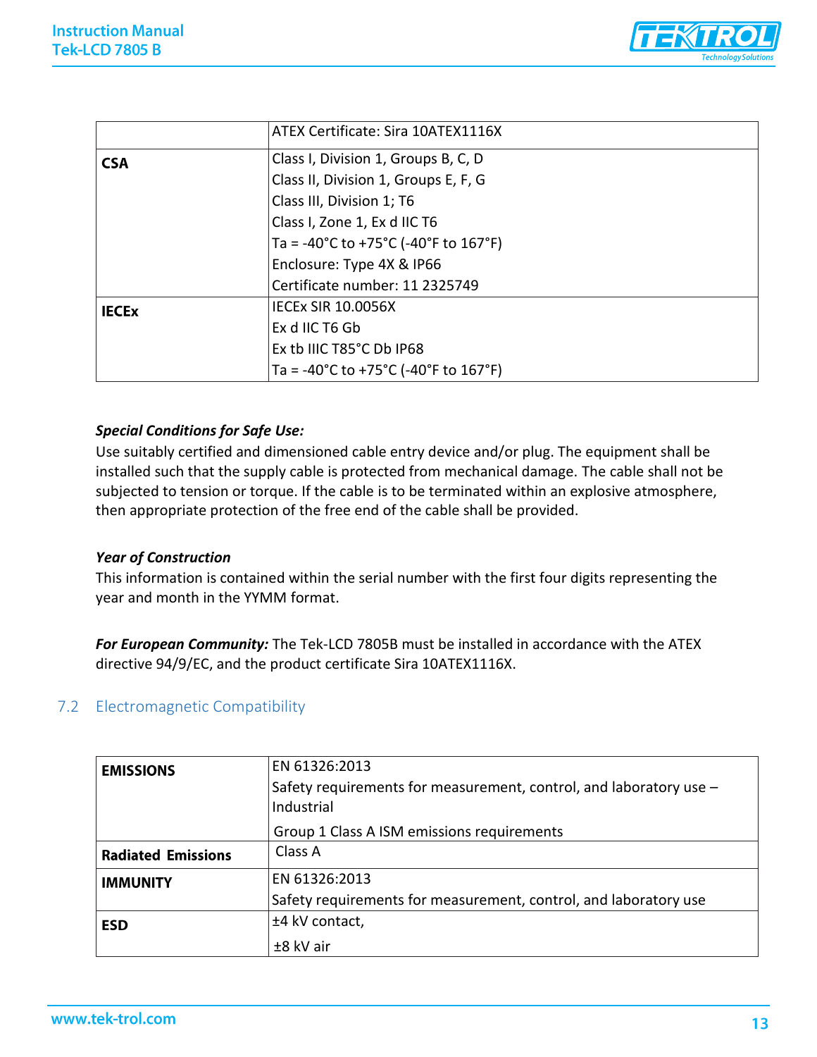| | |
|---|---|
| | ATEX Certificate: Sira 10ATEX1116X |
| **CSA** | Class I, Division 1, Groups B, C, D<br>Class II, Division 1, Groups E, F, G<br>Class III, Division 1; T6<br>Class I, Zone 1, Ex d IIC T6<br>Ta = -40°C to +75°C (-40°F to 167°F)<br>Enclosure: Type 4X & IP66<br>Certificate number: 11 2325749 |
| **IECEx** | IECEx SIR 10.0056X<br>Ex d IIC T6 Gb<br>Ex tb IIIC T85°C Db IP68<br>Ta = -40°C to +75°C (-40°F to 167°F) |

***Special Conditions for Safe Use:***

Use suitably certified and dimensioned cable entry device and/or plug. The equipment shall be installed such that the supply cable is protected from mechanical damage. The cable shall not be subjected to tension or torque. If the cable is to be terminated within an explosive atmosphere, then appropriate protection of the free end of the cable shall be provided.

***Year of Construction***

This information is contained within the serial number with the first four digits representing the year and month in the YYMM format.

***For European Community:*** The Tek-LCD 7805B must be installed in accordance with the ATEX directive 94/9/EC, and the product certificate Sira 10ATEX1116X.

## 7.2 Electromagnetic Compatibility

| | |
|---|---|
| **EMISSIONS** | EN 61326:2013<br>Safety requirements for measurement, control, and laboratory use – Industrial<br>Group 1 Class A ISM emissions requirements |
| **Radiated Emissions** | Class A |
| **IMMUNITY** | EN 61326:2013<br>Safety requirements for measurement, control, and laboratory use |
| **ESD** | ±4 kV contact,<br>±8 kV air |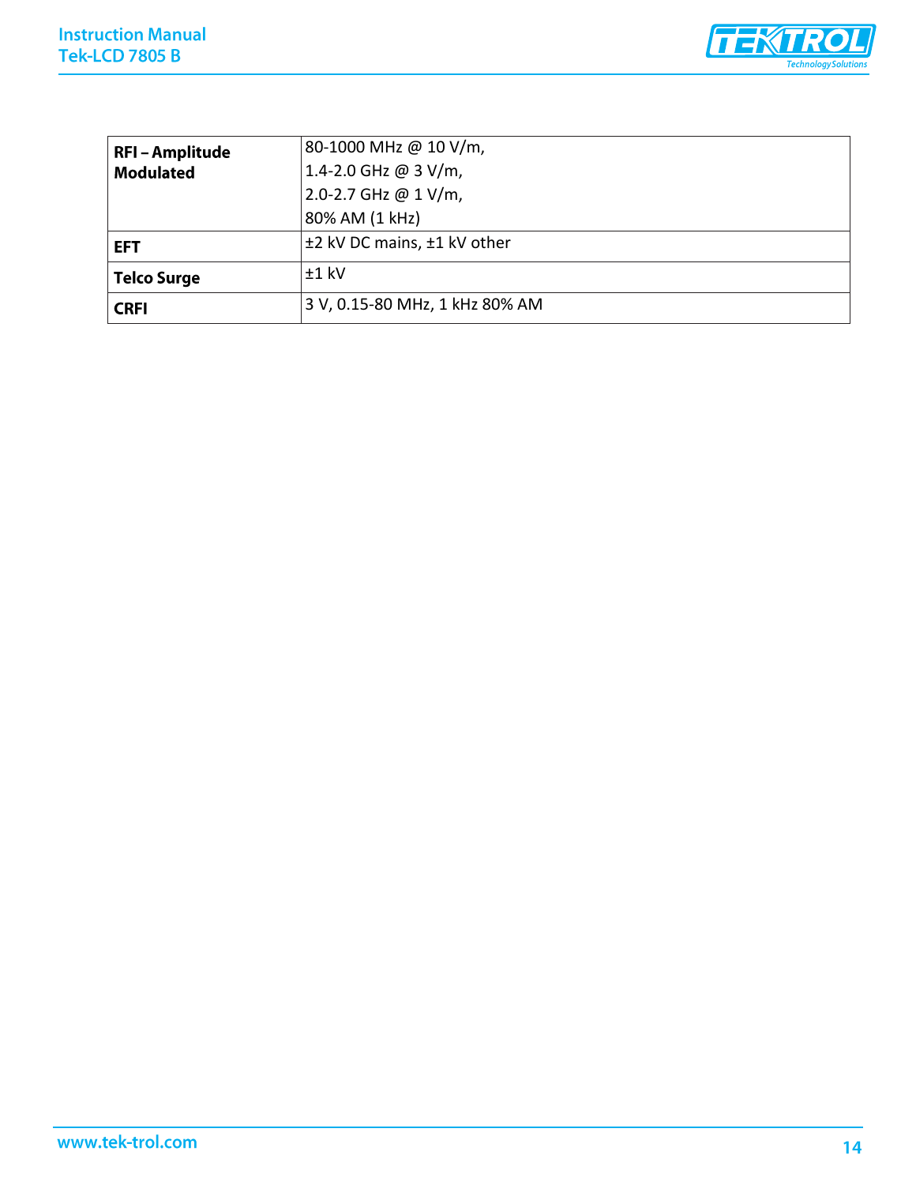| | |
|---|---|
| **RFI – Amplitude Modulated** | 80-1000 MHz @ 10 V/m,<br>1.4-2.0 GHz @ 3 V/m,<br>2.0-2.7 GHz @ 1 V/m,<br>80% AM (1 kHz) |
| **EFT** | ±2 kV DC mains, ±1 kV other |
| **Telco Surge** | ±1 kV |
| **CRFI** | 3 V, 0.15-80 MHz, 1 kHz 80% AM |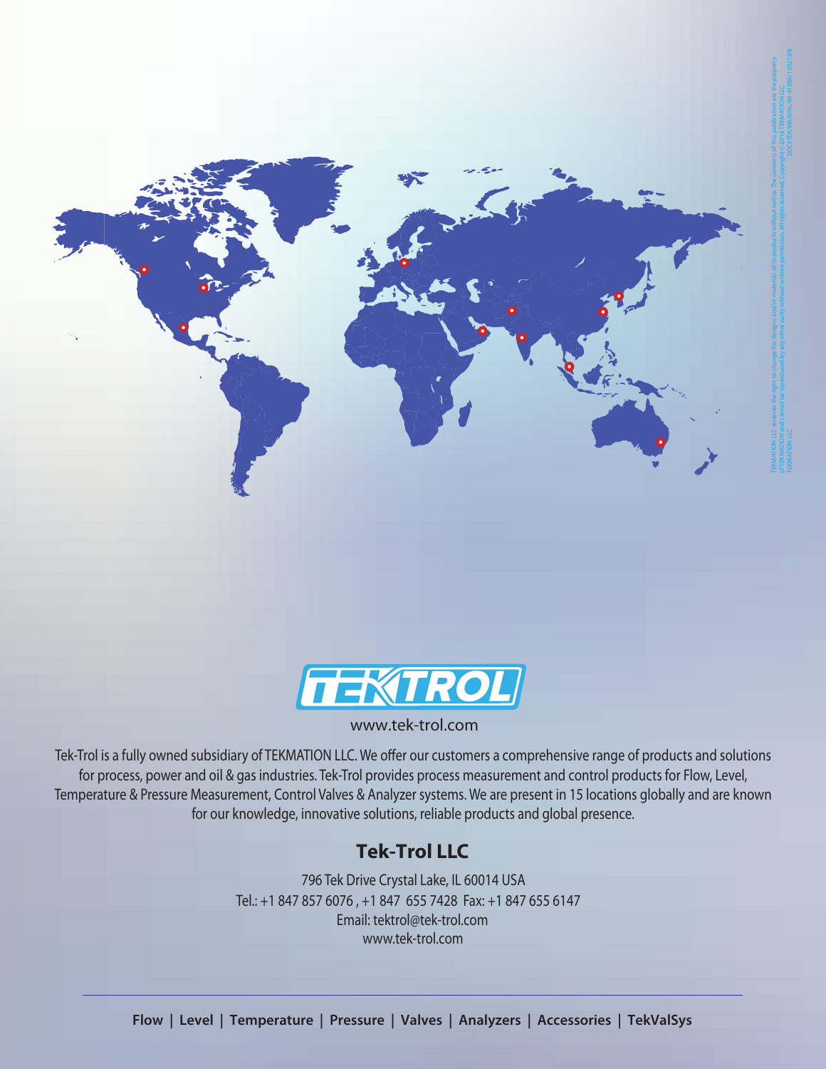www.tek-trol.com

Tek-Trol is a fully owned subsidiary of TEKMATION LLC. We offer our customers a comprehensive range of products and solutions for process, power and oil & gas industries. Tek-Trol provides process measurement and control products for Flow, Level, Temperature & Pressure Measurement, Control Valves & Analyzer systems. We are present in 15 locations globally and are known for our knowledge, innovative solutions, reliable products and global presence.

## Tek-Trol LLC

796 Tek Drive Crystal Lake, IL 60014 USA
Tel.: +1 847 857 6076 , +1 847 655 7428 Fax: +1 847 655 6147
Email: tektrol@tek-trol.com
www.tek-trol.com

**Flow | Level | Temperature | Pressure | Valves | Analyzers | Accessories | TekValSys**

TEKMATION LLC reserves the right to change the designs and/or materials of its products without notice. The contents of this publication are the property of TEKMATION and cannot be reproduced by any other party without written permission. All rights reserved. Copyright © 2016 TEKMATION LLC
TEKMATION LLC DOC/TEK/MR/MNL/M-4100A/150219/B